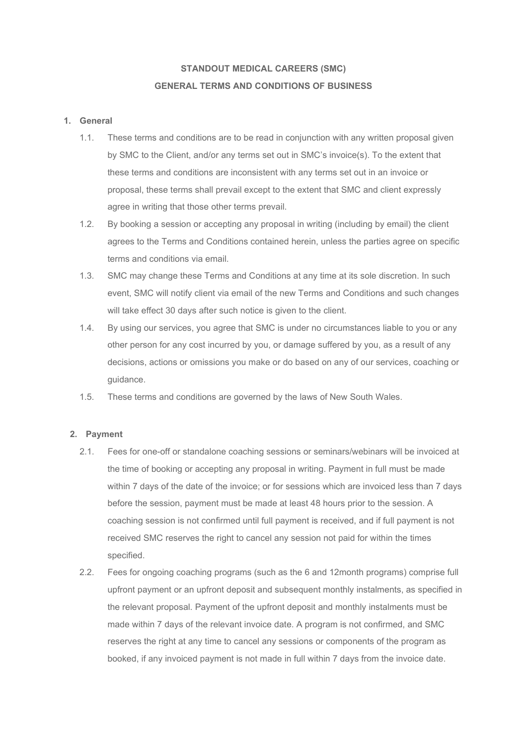# STANDOUT MEDICAL CAREERS (SMC)

## GENERAL TERMS AND CONDITIONS OF BUSINESS

### 1. General

1.1. These terms and conditions are to be read in conjunction with any written proposal given by SMC to the Client, and/or any terms set out in SMC's invoice(s). To the extent that these terms and conditions are inconsistent with any terms set out in an invoice or proposal, these terms shall prevail except to the extent that SMC and client expressly agree in writing that those other terms prevail.

1.2. By booking a session or accepting any proposal in writing (including by email) the client agrees to the Terms and Conditions contained herein, unless the parties agree on specific terms and conditions via email.

1.3. SMC may change these Terms and Conditions at any time at its sole discretion. In such event, SMC will notify client via email of the new Terms and Conditions and such changes will take effect 30 days after such notice is given to the client.

1.4. By using our services, you agree that SMC is under no circumstances liable to you or any other person for any cost incurred by you, or damage suffered by you, as a result of any decisions, actions or omissions you make or do based on any of our services, coaching or guidance.

1.5. These terms and conditions are governed by the laws of New South Wales.

### 2. Payment

2.1. Fees for one-off or standalone coaching sessions or seminars/webinars will be invoiced at the time of booking or accepting any proposal in writing. Payment in full must be made within 7 days of the date of the invoice; or for sessions which are invoiced less than 7 days before the session, payment must be made at least 48 hours prior to the session. A coaching session is not confirmed until full payment is received, and if full payment is not received SMC reserves the right to cancel any session not paid for within the times specified.

2.2. Fees for ongoing coaching programs (such as the 6 and 12month programs) comprise full upfront payment or an upfront deposit and subsequent monthly instalments, as specified in the relevant proposal. Payment of the upfront deposit and monthly instalments must be made within 7 days of the relevant invoice date. A program is not confirmed, and SMC reserves the right at any time to cancel any sessions or components of the program as booked, if any invoiced payment is not made in full within 7 days from the invoice date.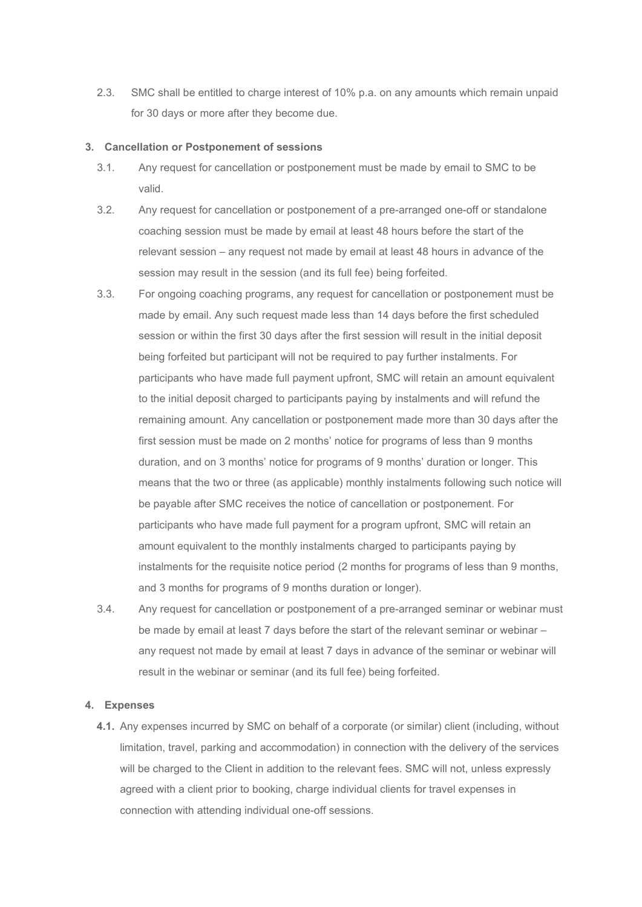2.3. SMC shall be entitled to charge interest of 10% p.a. on any amounts which remain unpaid for 30 days or more after they become due.

**3. Cancellation or Postponement of sessions**

3.1. Any request for cancellation or postponement must be made by email to SMC to be valid.

3.2. Any request for cancellation or postponement of a pre-arranged one-off or standalone coaching session must be made by email at least 48 hours before the start of the relevant session – any request not made by email at least 48 hours in advance of the session may result in the session (and its full fee) being forfeited.

3.3. For ongoing coaching programs, any request for cancellation or postponement must be made by email. Any such request made less than 14 days before the first scheduled session or within the first 30 days after the first session will result in the initial deposit being forfeited but participant will not be required to pay further instalments. For participants who have made full payment upfront, SMC will retain an amount equivalent to the initial deposit charged to participants paying by instalments and will refund the remaining amount. Any cancellation or postponement made more than 30 days after the first session must be made on 2 months' notice for programs of less than 9 months duration, and on 3 months' notice for programs of 9 months' duration or longer. This means that the two or three (as applicable) monthly instalments following such notice will be payable after SMC receives the notice of cancellation or postponement. For participants who have made full payment for a program upfront, SMC will retain an amount equivalent to the monthly instalments charged to participants paying by instalments for the requisite notice period (2 months for programs of less than 9 months, and 3 months for programs of 9 months duration or longer).

3.4. Any request for cancellation or postponement of a pre-arranged seminar or webinar must be made by email at least 7 days before the start of the relevant seminar or webinar – any request not made by email at least 7 days in advance of the seminar or webinar will result in the webinar or seminar (and its full fee) being forfeited.

**4. Expenses**

**4.1.** Any expenses incurred by SMC on behalf of a corporate (or similar) client (including, without limitation, travel, parking and accommodation) in connection with the delivery of the services will be charged to the Client in addition to the relevant fees. SMC will not, unless expressly agreed with a client prior to booking, charge individual clients for travel expenses in connection with attending individual one-off sessions.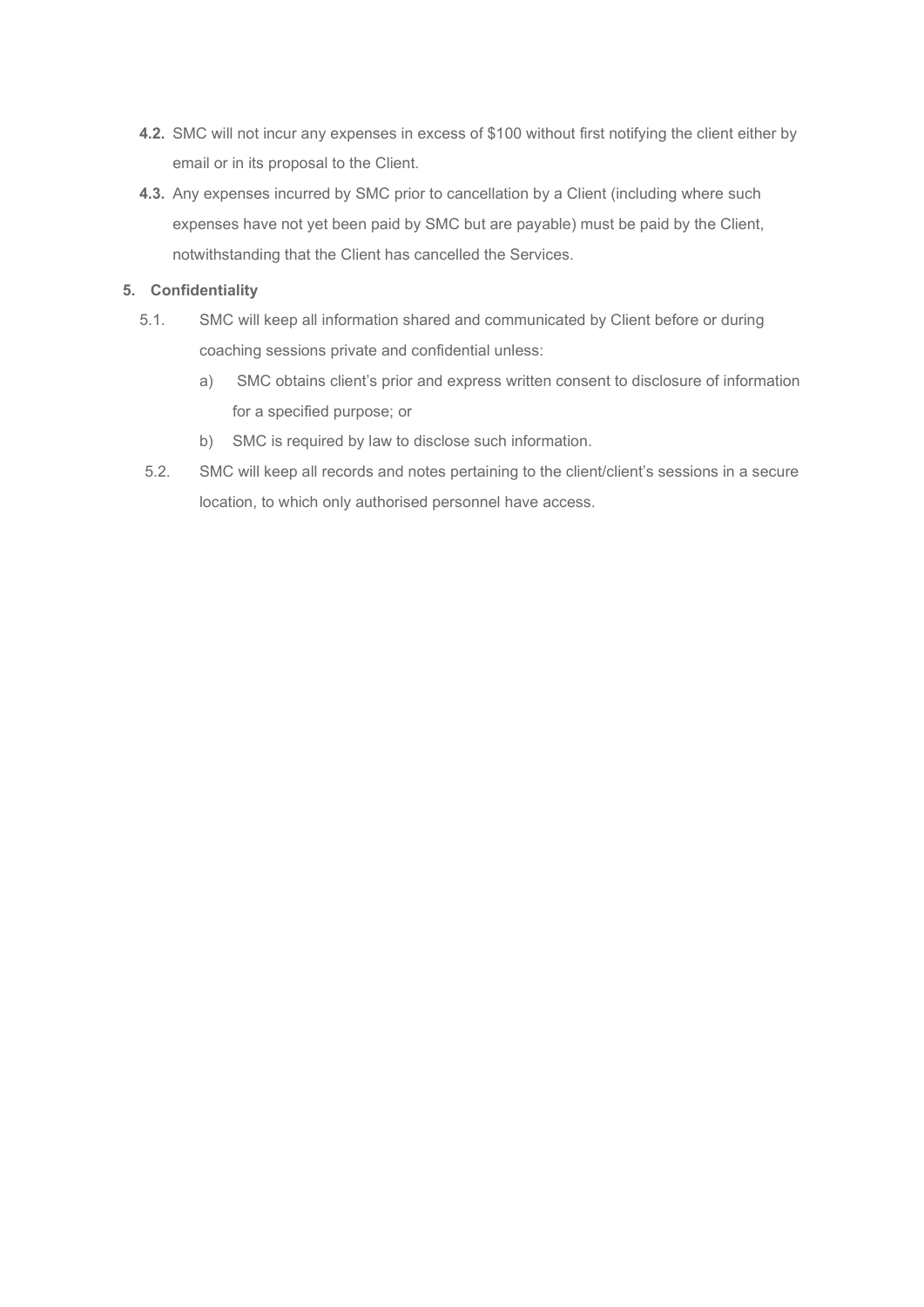**4.2.** SMC will not incur any expenses in excess of $100 without first notifying the client either by email or in its proposal to the Client.

**4.3.** Any expenses incurred by SMC prior to cancellation by a Client (including where such expenses have not yet been paid by SMC but are payable) must be paid by the Client, notwithstanding that the Client has cancelled the Services.

## 5. Confidentiality

5.1. SMC will keep all information shared and communicated by Client before or during coaching sessions private and confidential unless:

a) SMC obtains client's prior and express written consent to disclosure of information for a specified purpose; or

b) SMC is required by law to disclose such information.

5.2. SMC will keep all records and notes pertaining to the client/client's sessions in a secure location, to which only authorised personnel have access.